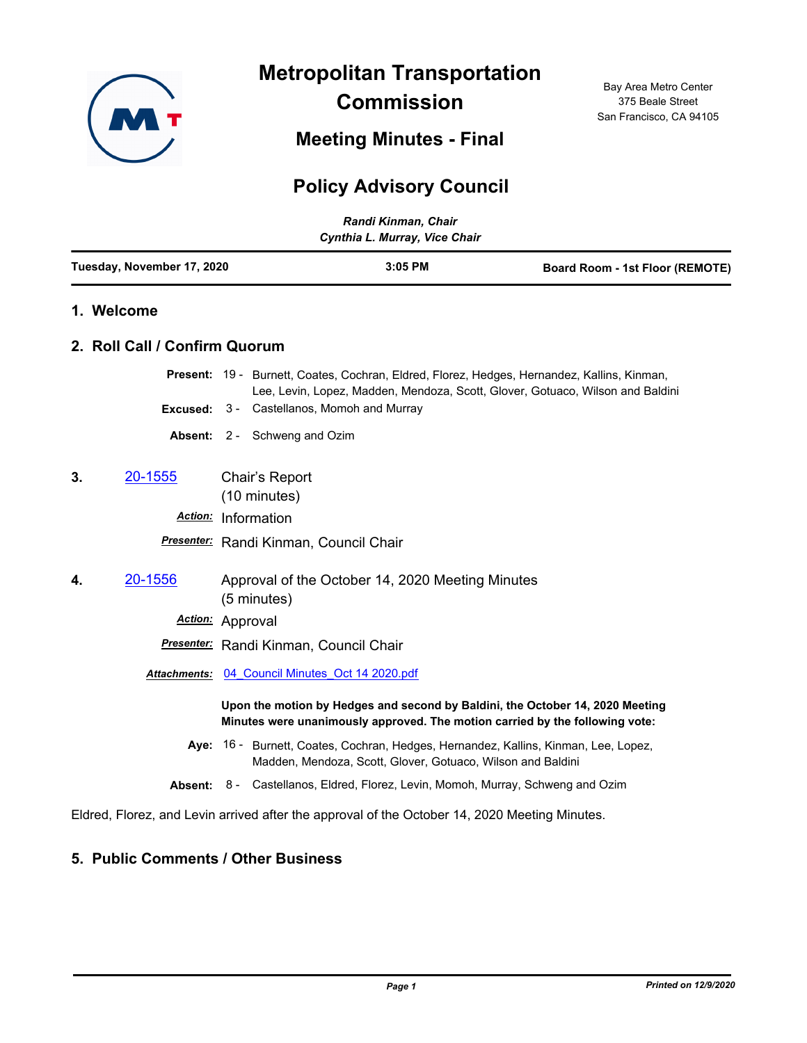# Metropolitan Transportation Commission

Bay Area Metro Center
375 Beale Street
San Francisco, CA 94105

## Meeting Minutes - Final

## Policy Advisory Council

*Randi Kinman, Chair*
*Cynthia L. Murray, Vice Chair*

**Tuesday, November 17, 2020** | **3:05 PM** | **Board Room - 1st Floor (REMOTE)**

### 1. Welcome

### 2. Roll Call / Confirm Quorum

**Present:** 19 - Burnett, Coates, Cochran, Eldred, Florez, Hedges, Hernandez, Kallins, Kinman, Lee, Levin, Lopez, Madden, Mendoza, Scott, Glover, Gotuaco, Wilson and Baldini

**Excused:** 3 - Castellanos, Momoh and Murray

**Absent:** 2 - Schweng and Ozim

**3.** 20-1555 Chair's Report
(10 minutes)

***Action:*** Information

***Presenter:*** Randi Kinman, Council Chair

**4.** 20-1556 Approval of the October 14, 2020 Meeting Minutes
(5 minutes)

***Action:*** Approval

***Presenter:*** Randi Kinman, Council Chair

***Attachments:*** 04_Council Minutes_Oct 14 2020.pdf

**Upon the motion by Hedges and second by Baldini, the October 14, 2020 Meeting Minutes were unanimously approved. The motion carried by the following vote:**

**Aye:** 16 - Burnett, Coates, Cochran, Hedges, Hernandez, Kallins, Kinman, Lee, Lopez, Madden, Mendoza, Scott, Glover, Gotuaco, Wilson and Baldini

**Absent:** 8 - Castellanos, Eldred, Florez, Levin, Momoh, Murray, Schweng and Ozim

Eldred, Florez, and Levin arrived after the approval of the October 14, 2020 Meeting Minutes.

### 5. Public Comments / Other Business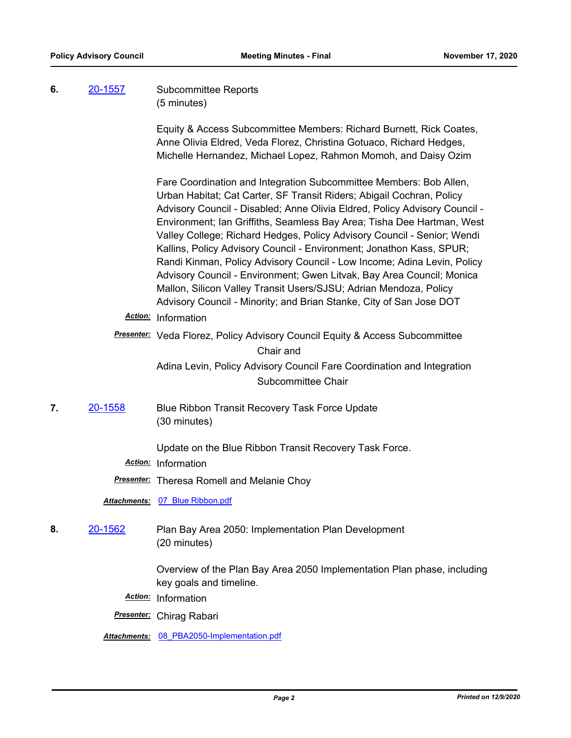**6.** [20-1557](20-1557) Subcommittee Reports
(5 minutes)

Equity & Access Subcommittee Members: Richard Burnett, Rick Coates, Anne Olivia Eldred, Veda Florez, Christina Gotuaco, Richard Hedges, Michelle Hernandez, Michael Lopez, Rahmon Momoh, and Daisy Ozim

Fare Coordination and Integration Subcommittee Members: Bob Allen, Urban Habitat; Cat Carter, SF Transit Riders; Abigail Cochran, Policy Advisory Council - Disabled; Anne Olivia Eldred, Policy Advisory Council - Environment; Ian Griffiths, Seamless Bay Area; Tisha Dee Hartman, West Valley College; Richard Hedges, Policy Advisory Council - Senior; Wendi Kallins, Policy Advisory Council - Environment; Jonathon Kass, SPUR; Randi Kinman, Policy Advisory Council - Low Income; Adina Levin, Policy Advisory Council - Environment; Gwen Litvak, Bay Area Council; Monica Mallon, Silicon Valley Transit Users/SJSU; Adrian Mendoza, Policy Advisory Council - Minority; and Brian Stanke, City of San Jose DOT

***Action:*** Information

***Presenter:*** Veda Florez, Policy Advisory Council Equity & Access Subcommittee Chair and
Adina Levin, Policy Advisory Council Fare Coordination and Integration Subcommittee Chair

**7.** [20-1558](20-1558) Blue Ribbon Transit Recovery Task Force Update
(30 minutes)

Update on the Blue Ribbon Transit Recovery Task Force.

***Action:*** Information

***Presenter:*** Theresa Romell and Melanie Choy

***Attachments:*** [07_Blue Ribbon.pdf](07_Blue Ribbon.pdf)

**8.** [20-1562](20-1562) Plan Bay Area 2050: Implementation Plan Development
(20 minutes)

Overview of the Plan Bay Area 2050 Implementation Plan phase, including key goals and timeline.

***Action:*** Information

***Presenter:*** Chirag Rabari

***Attachments:*** [08_PBA2050-Implementation.pdf](08_PBA2050-Implementation.pdf)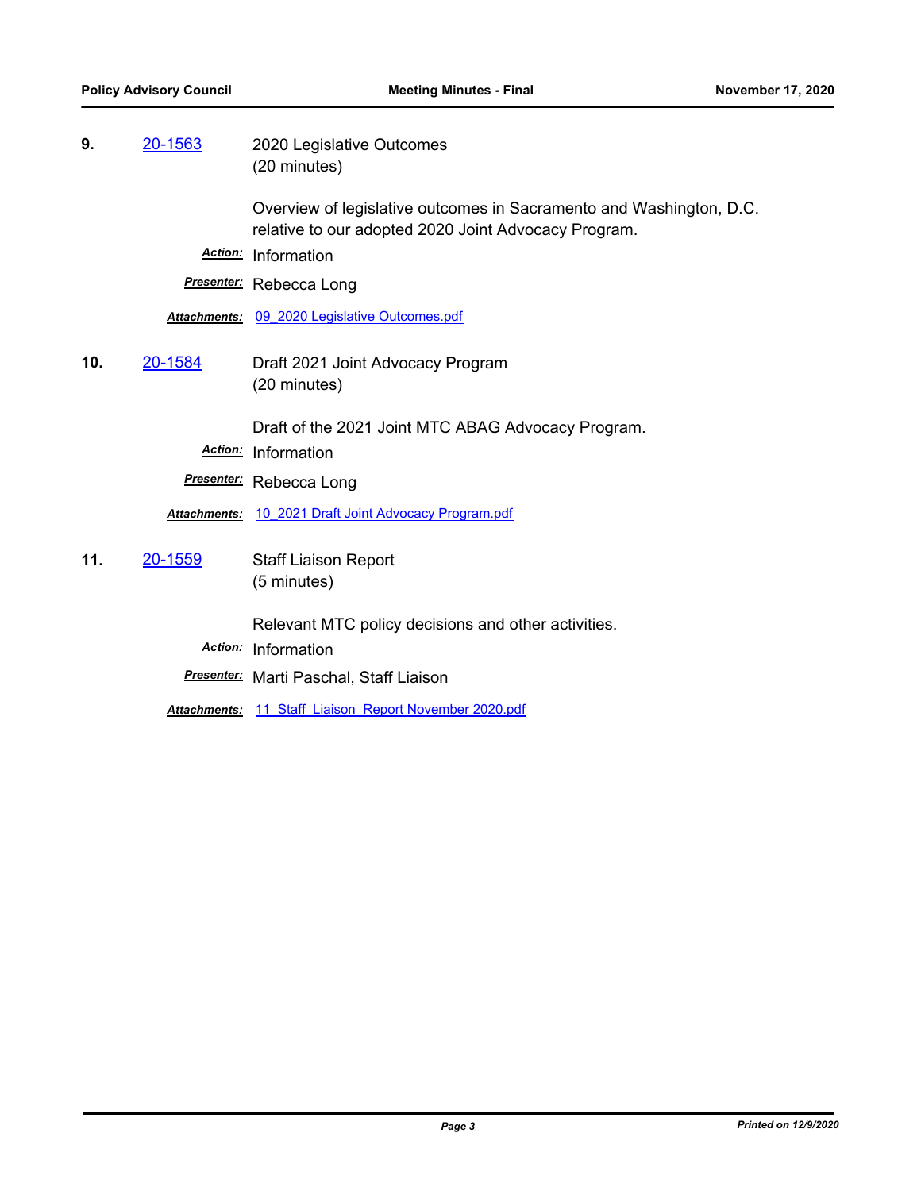**9.** 20-1563 2020 Legislative Outcomes
(20 minutes)

Overview of legislative outcomes in Sacramento and Washington, D.C. relative to our adopted 2020 Joint Advocacy Program.

***Action:*** Information

***Presenter:*** Rebecca Long

***Attachments:*** 09_2020 Legislative Outcomes.pdf

**10.** 20-1584 Draft 2021 Joint Advocacy Program
(20 minutes)

Draft of the 2021 Joint MTC ABAG Advocacy Program.

***Action:*** Information

***Presenter:*** Rebecca Long

***Attachments:*** 10_2021 Draft Joint Advocacy Program.pdf

**11.** 20-1559 Staff Liaison Report
(5 minutes)

Relevant MTC policy decisions and other activities.

***Action:*** Information

***Presenter:*** Marti Paschal, Staff Liaison

***Attachments:*** 11_Staff_Liaison_Report November 2020.pdf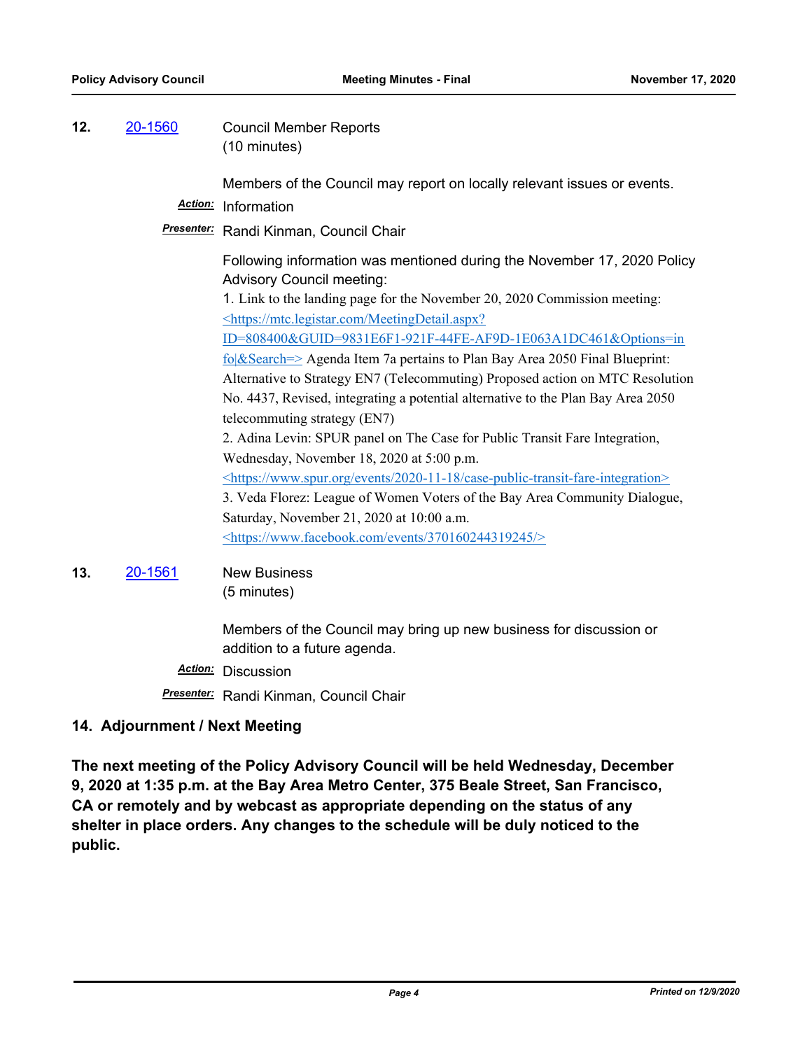**12.** 20-1560 Council Member Reports
(10 minutes)

Members of the Council may report on locally relevant issues or events.

***Action:*** Information

***Presenter:*** Randi Kinman, Council Chair

Following information was mentioned during the November 17, 2020 Policy Advisory Council meeting:

1. Link to the landing page for the November 20, 2020 Commission meeting: <https://mtc.legistar.com/MeetingDetail.aspx?ID=808400&GUID=9831E6F1-921F-44FE-AF9D-1E063A1DC461&Options=info|&Search=> Agenda Item 7a pertains to Plan Bay Area 2050 Final Blueprint: Alternative to Strategy EN7 (Telecommuting) Proposed action on MTC Resolution No. 4437, Revised, integrating a potential alternative to the Plan Bay Area 2050 telecommuting strategy (EN7)
2. Adina Levin: SPUR panel on The Case for Public Transit Fare Integration, Wednesday, November 18, 2020 at 5:00 p.m. <https://www.spur.org/events/2020-11-18/case-public-transit-fare-integration>
3. Veda Florez: League of Women Voters of the Bay Area Community Dialogue, Saturday, November 21, 2020 at 10:00 a.m. <https://www.facebook.com/events/370160244319245/>

**13.** 20-1561 New Business
(5 minutes)

Members of the Council may bring up new business for discussion or addition to a future agenda.

***Action:*** Discussion

***Presenter:*** Randi Kinman, Council Chair

## 14. Adjournment / Next Meeting

**The next meeting of the Policy Advisory Council will be held Wednesday, December 9, 2020 at 1:35 p.m. at the Bay Area Metro Center, 375 Beale Street, San Francisco, CA or remotely and by webcast as appropriate depending on the status of any shelter in place orders. Any changes to the schedule will be duly noticed to the public.**